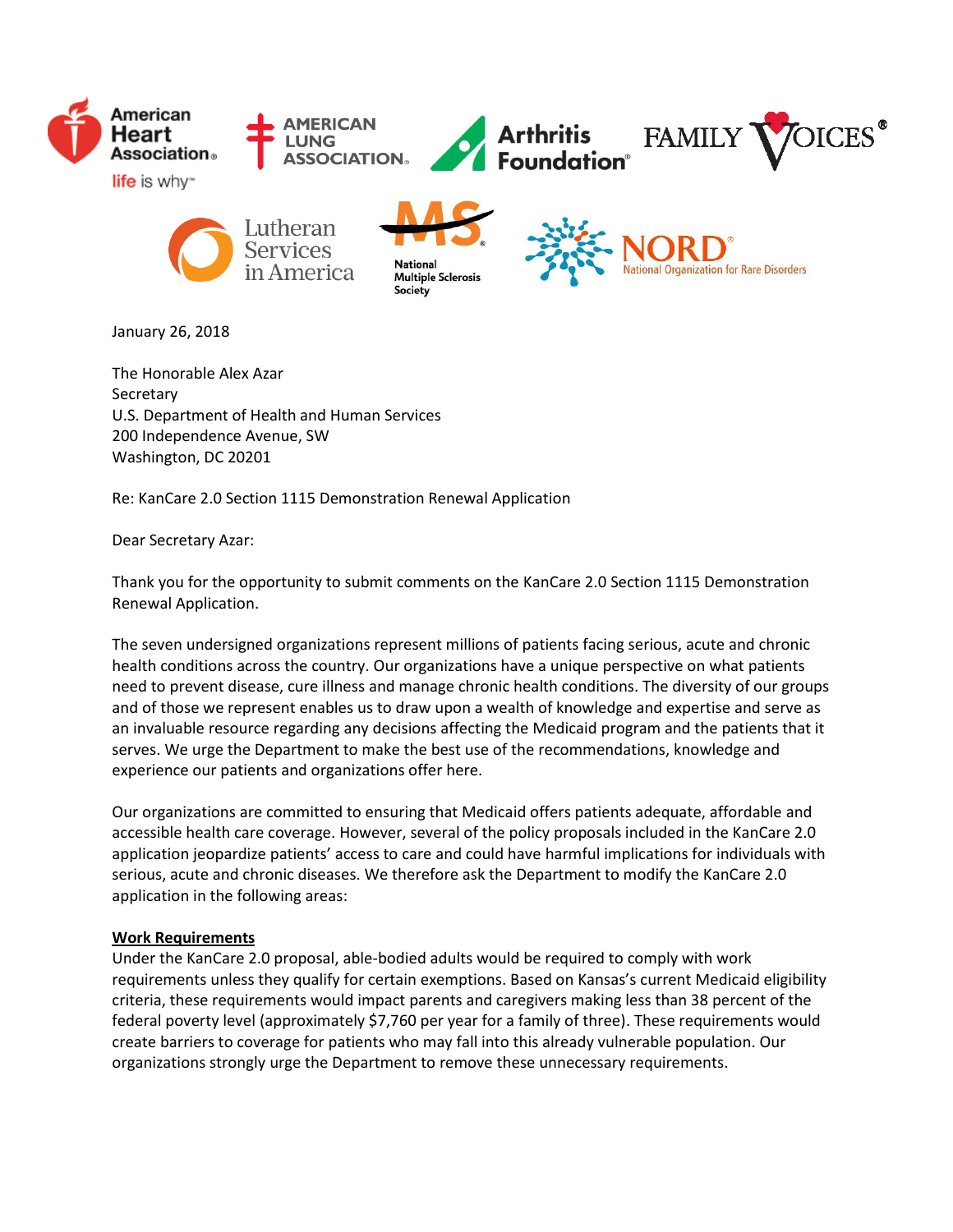American Heart Association — life is why™ | American Lung Association | Arthritis Foundation | Family Voices | Lutheran Services in America | National Multiple Sclerosis Society | NORD National Organization for Rare Disorders

January 26, 2018

The Honorable Alex Azar
Secretary
U.S. Department of Health and Human Services
200 Independence Avenue, SW
Washington, DC 20201

Re: KanCare 2.0 Section 1115 Demonstration Renewal Application

Dear Secretary Azar:

Thank you for the opportunity to submit comments on the KanCare 2.0 Section 1115 Demonstration Renewal Application.

The seven undersigned organizations represent millions of patients facing serious, acute and chronic health conditions across the country. Our organizations have a unique perspective on what patients need to prevent disease, cure illness and manage chronic health conditions. The diversity of our groups and of those we represent enables us to draw upon a wealth of knowledge and expertise and serve as an invaluable resource regarding any decisions affecting the Medicaid program and the patients that it serves. We urge the Department to make the best use of the recommendations, knowledge and experience our patients and organizations offer here.

Our organizations are committed to ensuring that Medicaid offers patients adequate, affordable and accessible health care coverage. However, several of the policy proposals included in the KanCare 2.0 application jeopardize patients' access to care and could have harmful implications for individuals with serious, acute and chronic diseases. We therefore ask the Department to modify the KanCare 2.0 application in the following areas:

**Work Requirements**

Under the KanCare 2.0 proposal, able-bodied adults would be required to comply with work requirements unless they qualify for certain exemptions. Based on Kansas's current Medicaid eligibility criteria, these requirements would impact parents and caregivers making less than 38 percent of the federal poverty level (approximately $7,760 per year for a family of three). These requirements would create barriers to coverage for patients who may fall into this already vulnerable population. Our organizations strongly urge the Department to remove these unnecessary requirements.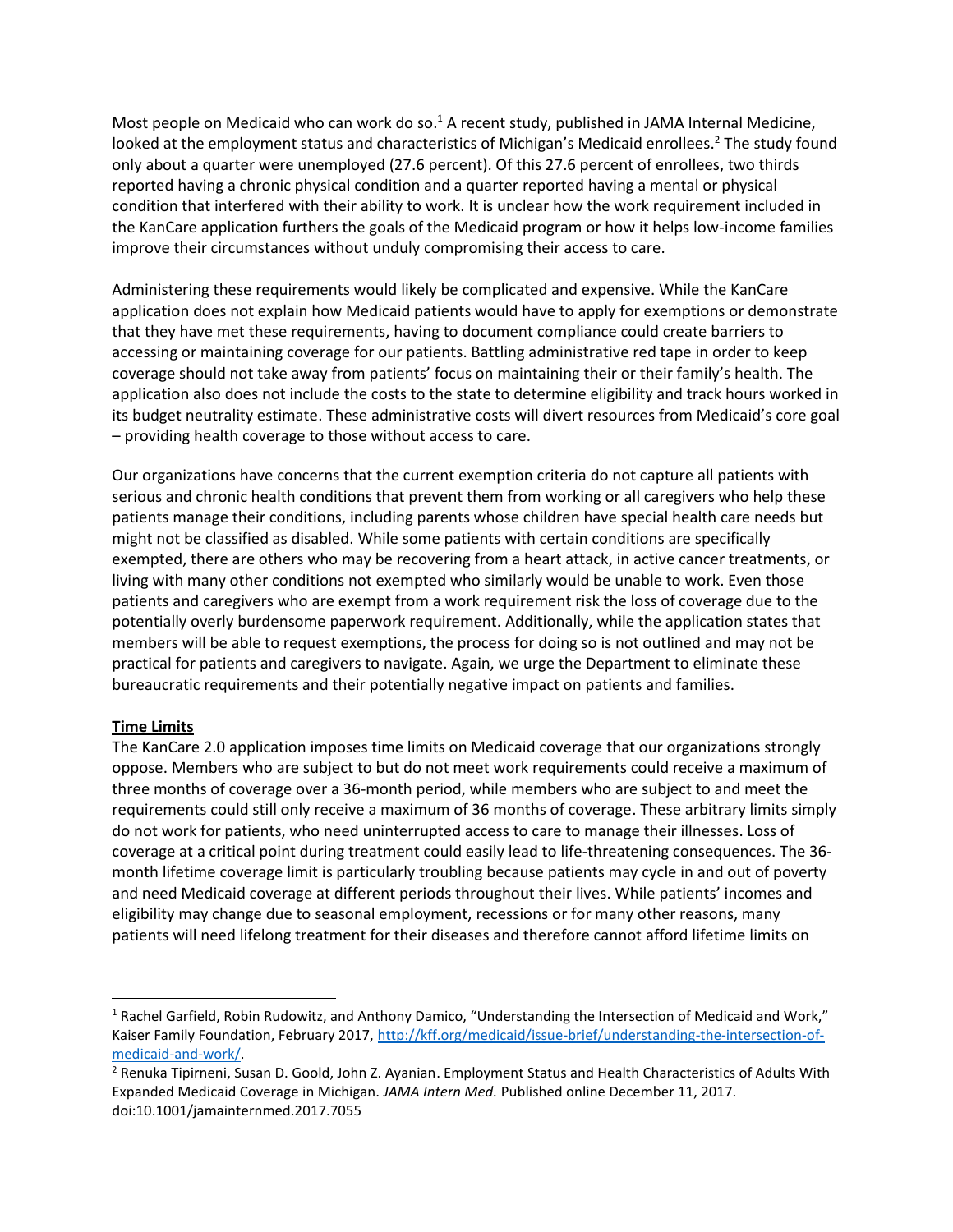Most people on Medicaid who can work do so.[1] A recent study, published in JAMA Internal Medicine, looked at the employment status and characteristics of Michigan's Medicaid enrollees.[2] The study found only about a quarter were unemployed (27.6 percent). Of this 27.6 percent of enrollees, two thirds reported having a chronic physical condition and a quarter reported having a mental or physical condition that interfered with their ability to work. It is unclear how the work requirement included in the KanCare application furthers the goals of the Medicaid program or how it helps low-income families improve their circumstances without unduly compromising their access to care.

Administering these requirements would likely be complicated and expensive. While the KanCare application does not explain how Medicaid patients would have to apply for exemptions or demonstrate that they have met these requirements, having to document compliance could create barriers to accessing or maintaining coverage for our patients. Battling administrative red tape in order to keep coverage should not take away from patients' focus on maintaining their or their family's health. The application also does not include the costs to the state to determine eligibility and track hours worked in its budget neutrality estimate. These administrative costs will divert resources from Medicaid's core goal – providing health coverage to those without access to care.

Our organizations have concerns that the current exemption criteria do not capture all patients with serious and chronic health conditions that prevent them from working or all caregivers who help these patients manage their conditions, including parents whose children have special health care needs but might not be classified as disabled. While some patients with certain conditions are specifically exempted, there are others who may be recovering from a heart attack, in active cancer treatments, or living with many other conditions not exempted who similarly would be unable to work. Even those patients and caregivers who are exempt from a work requirement risk the loss of coverage due to the potentially overly burdensome paperwork requirement. Additionally, while the application states that members will be able to request exemptions, the process for doing so is not outlined and may not be practical for patients and caregivers to navigate. Again, we urge the Department to eliminate these bureaucratic requirements and their potentially negative impact on patients and families.

**Time Limits**

The KanCare 2.0 application imposes time limits on Medicaid coverage that our organizations strongly oppose. Members who are subject to but do not meet work requirements could receive a maximum of three months of coverage over a 36-month period, while members who are subject to and meet the requirements could still only receive a maximum of 36 months of coverage. These arbitrary limits simply do not work for patients, who need uninterrupted access to care to manage their illnesses. Loss of coverage at a critical point during treatment could easily lead to life-threatening consequences. The 36-month lifetime coverage limit is particularly troubling because patients may cycle in and out of poverty and need Medicaid coverage at different periods throughout their lives. While patients' incomes and eligibility may change due to seasonal employment, recessions or for many other reasons, many patients will need lifelong treatment for their diseases and therefore cannot afford lifetime limits on

---

[1] Rachel Garfield, Robin Rudowitz, and Anthony Damico, "Understanding the Intersection of Medicaid and Work," Kaiser Family Foundation, February 2017, [http://kff.org/medicaid/issue-brief/understanding-the-intersection-of-medicaid-and-work/](http://kff.org/medicaid/issue-brief/understanding-the-intersection-of-medicaid-and-work/).

[2] Renuka Tipirneni, Susan D. Goold, John Z. Ayanian. Employment Status and Health Characteristics of Adults With Expanded Medicaid Coverage in Michigan. *JAMA Intern Med.* Published online December 11, 2017. doi:10.1001/jamainternmed.2017.7055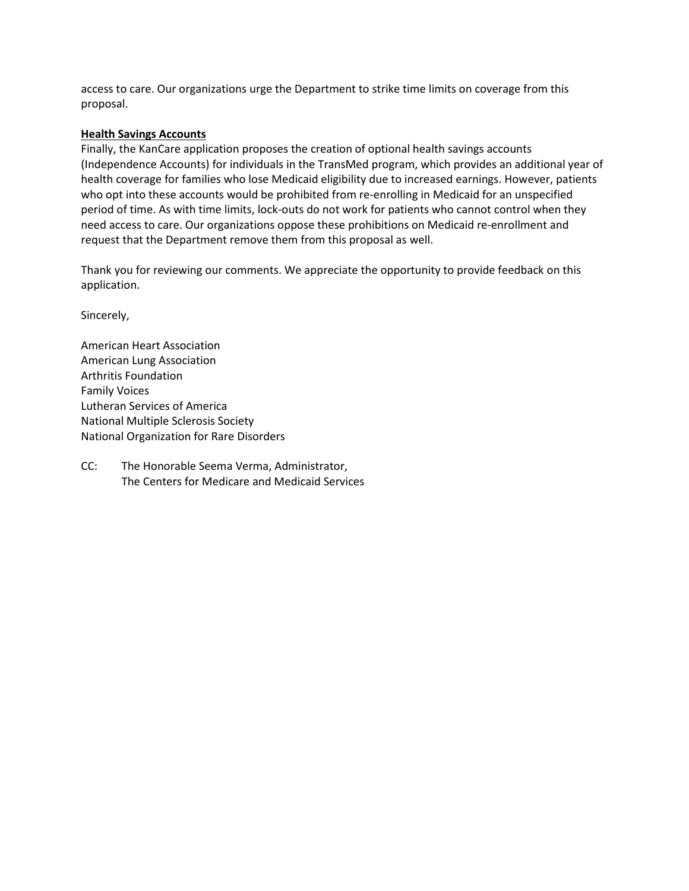access to care. Our organizations urge the Department to strike time limits on coverage from this proposal.

**Health Savings Accounts**

Finally, the KanCare application proposes the creation of optional health savings accounts (Independence Accounts) for individuals in the TransMed program, which provides an additional year of health coverage for families who lose Medicaid eligibility due to increased earnings. However, patients who opt into these accounts would be prohibited from re-enrolling in Medicaid for an unspecified period of time. As with time limits, lock-outs do not work for patients who cannot control when they need access to care. Our organizations oppose these prohibitions on Medicaid re-enrollment and request that the Department remove them from this proposal as well.

Thank you for reviewing our comments. We appreciate the opportunity to provide feedback on this application.

Sincerely,

American Heart Association
American Lung Association
Arthritis Foundation
Family Voices
Lutheran Services of America
National Multiple Sclerosis Society
National Organization for Rare Disorders

CC: The Honorable Seema Verma, Administrator,
The Centers for Medicare and Medicaid Services